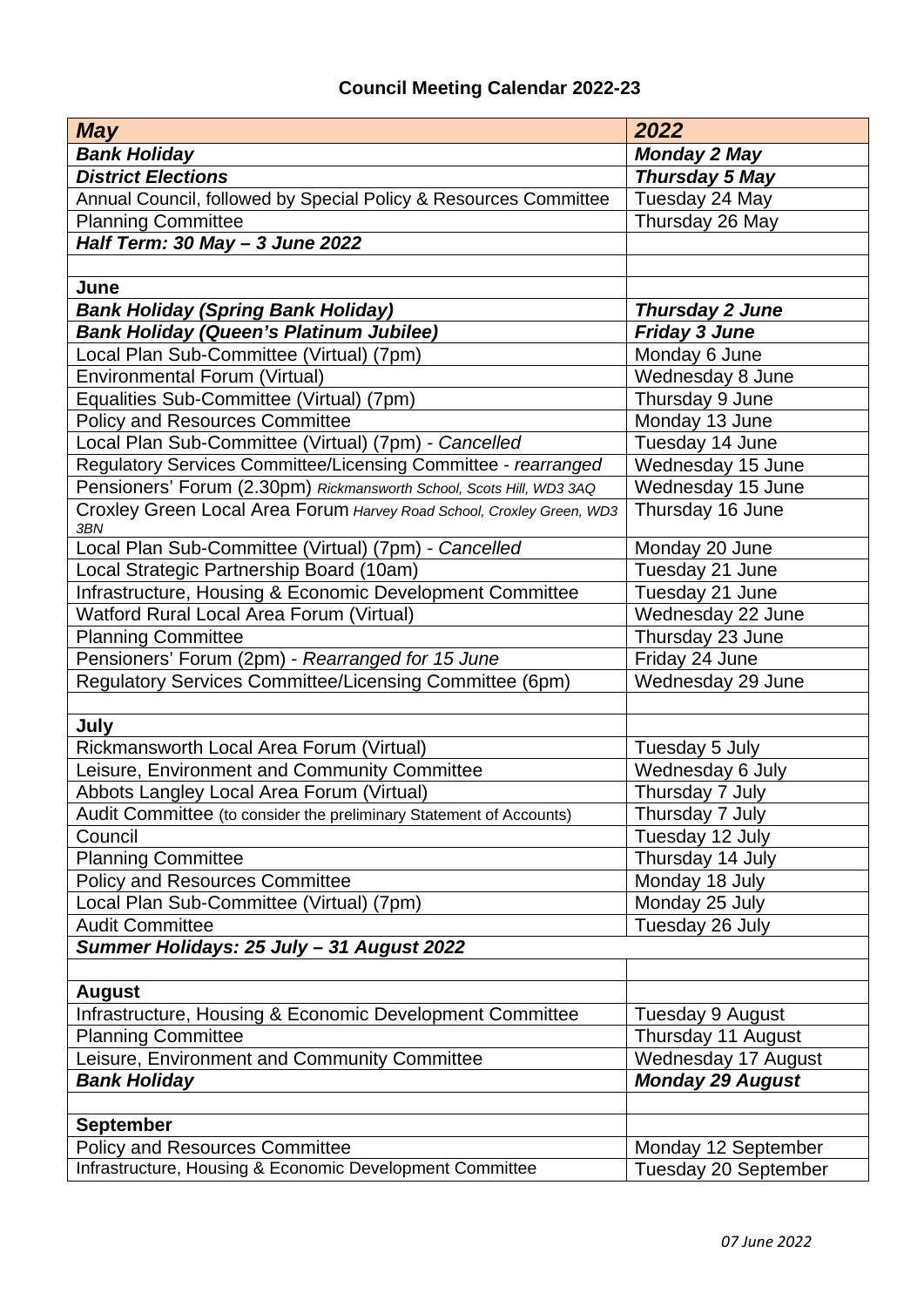# Council Meeting Calendar 2022-23

| ***May*** | ***2022*** |
|---|---|
| ***Bank Holiday*** | ***Monday 2 May*** |
| ***District Elections*** | ***Thursday 5 May*** |
| Annual Council, followed by Special Policy & Resources Committee | Tuesday 24 May |
| Planning Committee | Thursday 26 May |
| ***Half Term: 30 May – 3 June 2022*** | |
| | |
| **June** | |
| ***Bank Holiday (Spring Bank Holiday)*** | ***Thursday 2 June*** |
| ***Bank Holiday (Queen's Platinum Jubilee)*** | ***Friday 3 June*** |
| Local Plan Sub-Committee (Virtual) (7pm) | Monday 6 June |
| Environmental Forum (Virtual) | Wednesday 8 June |
| Equalities Sub-Committee (Virtual) (7pm) | Thursday 9 June |
| Policy and Resources Committee | Monday 13 June |
| Local Plan Sub-Committee (Virtual) (7pm) - *Cancelled* | Tuesday 14 June |
| Regulatory Services Committee/Licensing Committee - *rearranged* | Wednesday 15 June |
| Pensioners' Forum (2.30pm) *Rickmansworth School, Scots Hill, WD3 3AQ* | Wednesday 15 June |
| Croxley Green Local Area Forum *Harvey Road School, Croxley Green, WD3 3BN* | Thursday 16 June |
| Local Plan Sub-Committee (Virtual) (7pm) - *Cancelled* | Monday 20 June |
| Local Strategic Partnership Board (10am) | Tuesday 21 June |
| Infrastructure, Housing & Economic Development Committee | Tuesday 21 June |
| Watford Rural Local Area Forum (Virtual) | Wednesday 22 June |
| Planning Committee | Thursday 23 June |
| Pensioners' Forum (2pm) - *Rearranged for 15 June* | Friday 24 June |
| Regulatory Services Committee/Licensing Committee (6pm) | Wednesday 29 June |
| | |
| **July** | |
| Rickmansworth Local Area Forum (Virtual) | Tuesday 5 July |
| Leisure, Environment and Community Committee | Wednesday 6 July |
| Abbots Langley Local Area Forum (Virtual) | Thursday 7 July |
| Audit Committee (to consider the preliminary Statement of Accounts) | Thursday 7 July |
| Council | Tuesday 12 July |
| Planning Committee | Thursday 14 July |
| Policy and Resources Committee | Monday 18 July |
| Local Plan Sub-Committee (Virtual) (7pm) | Monday 25 July |
| Audit Committee | Tuesday 26 July |
| ***Summer Holidays: 25 July – 31 August 2022*** | |
| | |
| **August** | |
| Infrastructure, Housing & Economic Development Committee | Tuesday 9 August |
| Planning Committee | Thursday 11 August |
| Leisure, Environment and Community Committee | Wednesday 17 August |
| ***Bank Holiday*** | ***Monday 29 August*** |
| | |
| **September** | |
| Policy and Resources Committee | Monday 12 September |
| Infrastructure, Housing & Economic Development Committee | Tuesday 20 September |

*07 June 2022*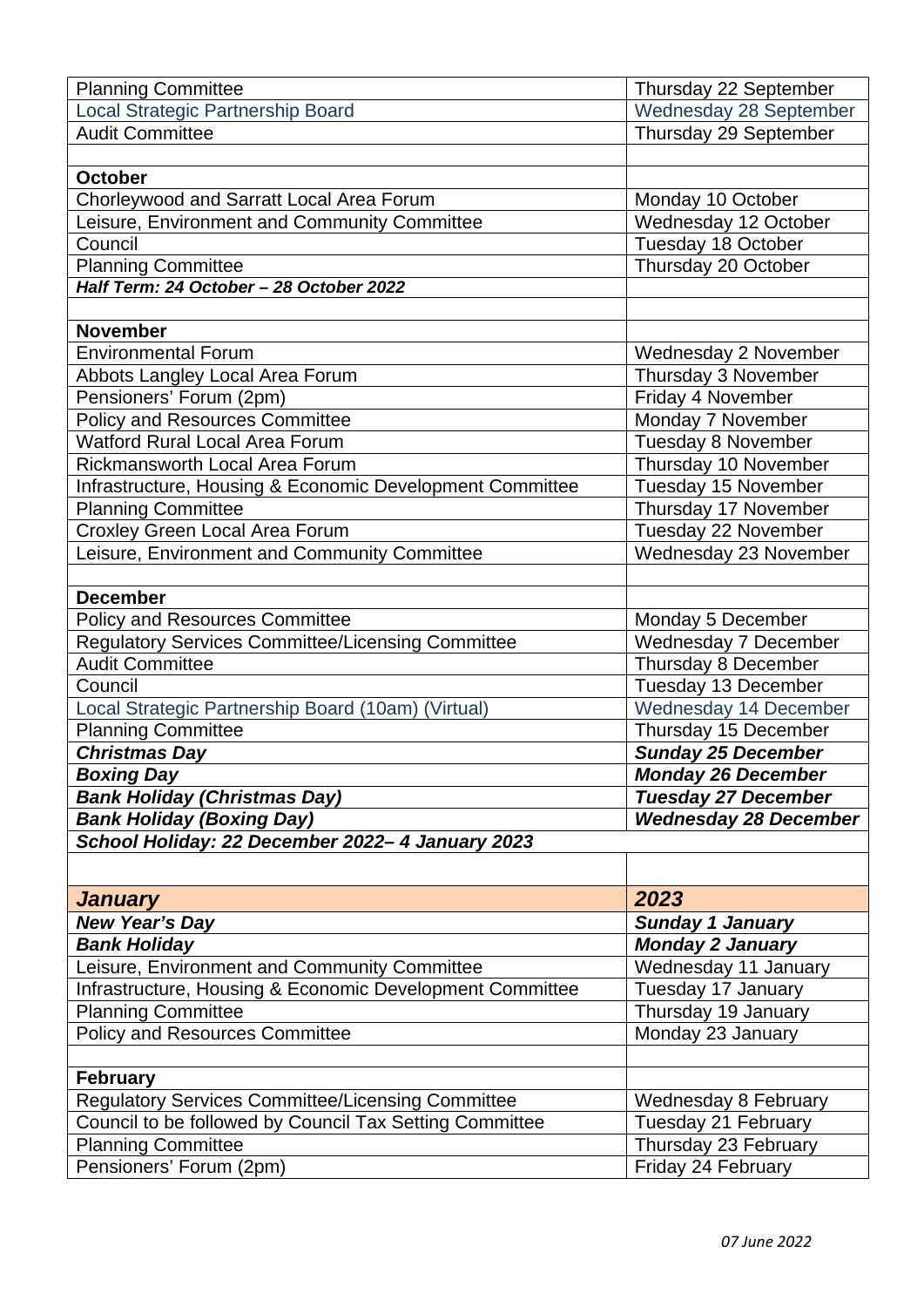| | |
|---|---|
| Planning Committee | Thursday 22 September |
| Local Strategic Partnership Board | Wednesday 28 September |
| Audit Committee | Thursday 29 September |
| | |
| **October** | |
| Chorleywood and Sarratt Local Area Forum | Monday 10 October |
| Leisure, Environment and Community Committee | Wednesday 12 October |
| Council | Tuesday 18 October |
| Planning Committee | Thursday 20 October |
| ***Half Term: 24 October – 28 October 2022*** | |
| | |
| **November** | |
| Environmental Forum | Wednesday 2 November |
| Abbots Langley Local Area Forum | Thursday 3 November |
| Pensioners' Forum (2pm) | Friday 4 November |
| Policy and Resources Committee | Monday 7 November |
| Watford Rural Local Area Forum | Tuesday 8 November |
| Rickmansworth Local Area Forum | Thursday 10 November |
| Infrastructure, Housing & Economic Development Committee | Tuesday 15 November |
| Planning Committee | Thursday 17 November |
| Croxley Green Local Area Forum | Tuesday 22 November |
| Leisure, Environment and Community Committee | Wednesday 23 November |
| | |
| **December** | |
| Policy and Resources Committee | Monday 5 December |
| Regulatory Services Committee/Licensing Committee | Wednesday 7 December |
| Audit Committee | Thursday 8 December |
| Council | Tuesday 13 December |
| Local Strategic Partnership Board (10am) (Virtual) | Wednesday 14 December |
| Planning Committee | Thursday 15 December |
| ***Christmas Day*** | ***Sunday 25 December*** |
| ***Boxing Day*** | ***Monday 26 December*** |
| ***Bank Holiday (Christmas Day)*** | ***Tuesday 27 December*** |
| ***Bank Holiday (Boxing Day)*** | ***Wednesday 28 December*** |
| ***School Holiday: 22 December 2022– 4 January 2023*** | |
| | |
| ***January*** | ***2023*** |
| ***New Year's Day*** | ***Sunday 1 January*** |
| ***Bank Holiday*** | ***Monday 2 January*** |
| Leisure, Environment and Community Committee | Wednesday 11 January |
| Infrastructure, Housing & Economic Development Committee | Tuesday 17 January |
| Planning Committee | Thursday 19 January |
| Policy and Resources Committee | Monday 23 January |
| | |
| **February** | |
| Regulatory Services Committee/Licensing Committee | Wednesday 8 February |
| Council to be followed by Council Tax Setting Committee | Tuesday 21 February |
| Planning Committee | Thursday 23 February |
| Pensioners' Forum (2pm) | Friday 24 February |

*07 June 2022*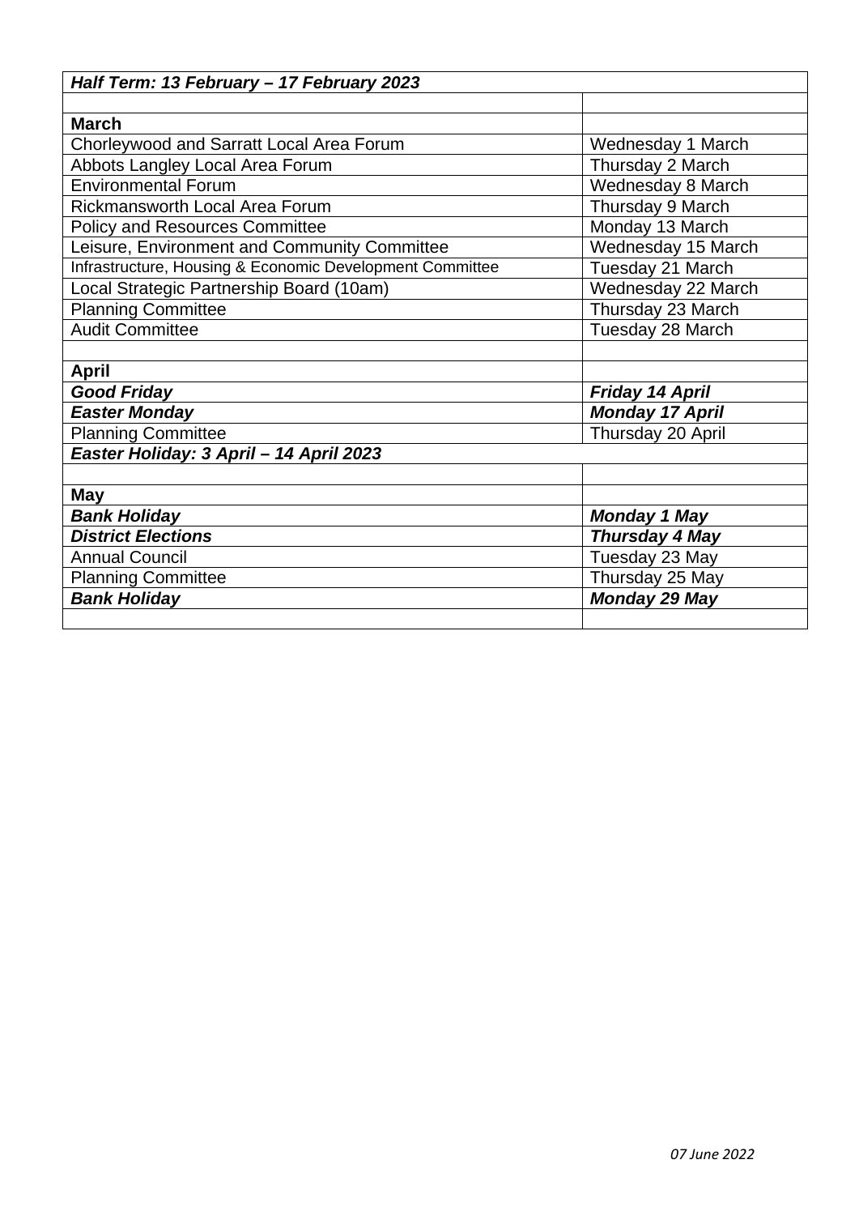| | |
|---|---|
| ***Half Term: 13 February – 17 February 2023*** | |
| | |
| **March** | |
| Chorleywood and Sarratt Local Area Forum | Wednesday 1 March |
| Abbots Langley Local Area Forum | Thursday 2 March |
| Environmental Forum | Wednesday 8 March |
| Rickmansworth Local Area Forum | Thursday 9 March |
| Policy and Resources Committee | Monday 13 March |
| Leisure, Environment and Community Committee | Wednesday 15 March |
| Infrastructure, Housing & Economic Development Committee | Tuesday 21 March |
| Local Strategic Partnership Board (10am) | Wednesday 22 March |
| Planning Committee | Thursday 23 March |
| Audit Committee | Tuesday 28 March |
| | |
| **April** | |
| ***Good Friday*** | ***Friday 14 April*** |
| ***Easter Monday*** | ***Monday 17 April*** |
| Planning Committee | Thursday 20 April |
| ***Easter Holiday: 3 April – 14 April 2023*** | |
| | |
| **May** | |
| ***Bank Holiday*** | ***Monday 1 May*** |
| ***District Elections*** | ***Thursday 4 May*** |
| Annual Council | Tuesday 23 May |
| Planning Committee | Thursday 25 May |
| ***Bank Holiday*** | ***Monday 29 May*** |
| | |

*07 June 2022*